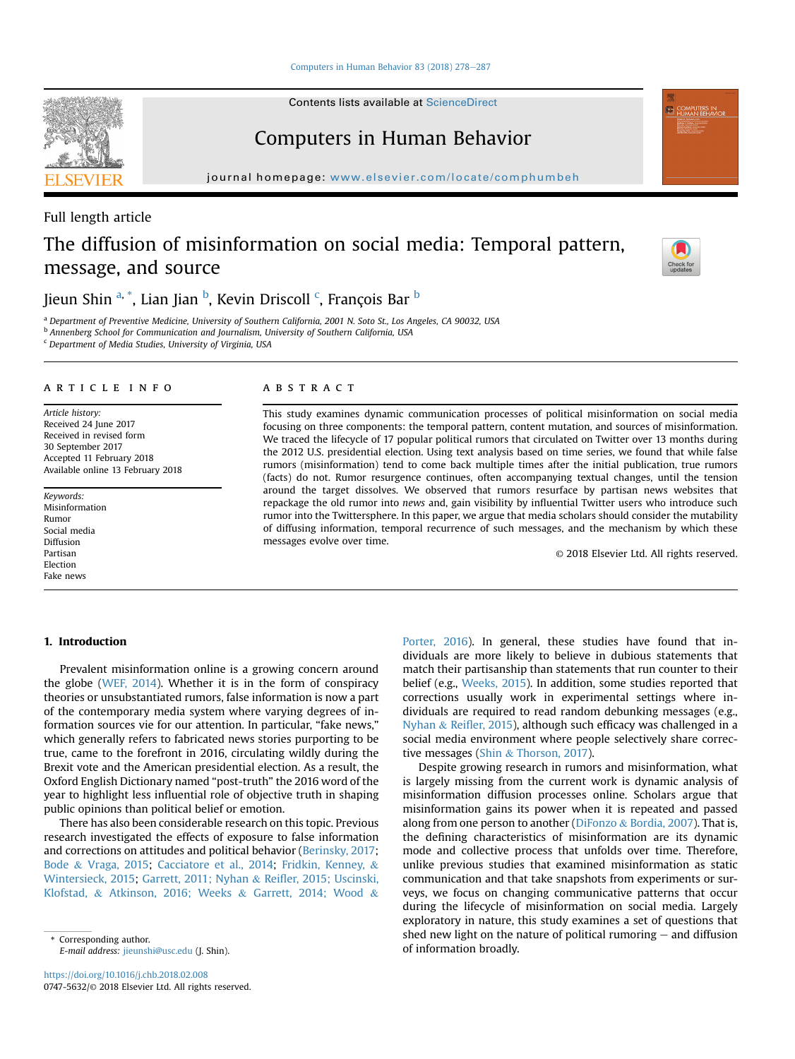Full length article

# The diffusion of misinformation on social media: Temporal pattern, message, and source

Jieun Shin [a, *], Lian Jian [b], Kevin Driscoll [c], François Bar [b]

[a] Department of Preventive Medicine, University of Southern California, 2001 N. Soto St., Los Angeles, CA 90032, USA
[b] Annenberg School for Communication and Journalism, University of Southern California, USA
[c] Department of Media Studies, University of Virginia, USA

**ARTICLE INFO**

*Article history:*
Received 24 June 2017
Received in revised form 30 September 2017
Accepted 11 February 2018
Available online 13 February 2018

*Keywords:*
Misinformation
Rumor
Social media
Diffusion
Partisan
Election
Fake news

**ABSTRACT**

This study examines dynamic communication processes of political misinformation on social media focusing on three components: the temporal pattern, content mutation, and sources of misinformation. We traced the lifecycle of 17 popular political rumors that circulated on Twitter over 13 months during the 2012 U.S. presidential election. Using text analysis based on time series, we found that while false rumors (misinformation) tend to come back multiple times after the initial publication, true rumors (facts) do not. Rumor resurgence continues, often accompanying textual changes, until the tension around the target dissolves. We observed that rumors resurface by partisan news websites that repackage the old rumor into *news* and, gain visibility by influential Twitter users who introduce such rumor into the Twittersphere. In this paper, we argue that media scholars should consider the mutability of diffusing information, temporal recurrence of such messages, and the mechanism by which these messages evolve over time.

© 2018 Elsevier Ltd. All rights reserved.

## 1. Introduction

Prevalent misinformation online is a growing concern around the globe (WEF, 2014). Whether it is in the form of conspiracy theories or unsubstantiated rumors, false information is now a part of the contemporary media system where varying degrees of information sources vie for our attention. In particular, "fake news," which generally refers to fabricated news stories purporting to be true, came to the forefront in 2016, circulating wildly during the Brexit vote and the American presidential election. As a result, the Oxford English Dictionary named "post-truth" the 2016 word of the year to highlight less influential role of objective truth in shaping public opinions than political belief or emotion.

There has also been considerable research on this topic. Previous research investigated the effects of exposure to false information and corrections on attitudes and political behavior (Berinsky, 2017; Bode & Vraga, 2015; Cacciatore et al., 2014; Fridkin, Kenney, & Wintersieck, 2015; Garrett, 2011; Nyhan & Reifler, 2015; Uscinski, Klofstad, & Atkinson, 2016; Weeks & Garrett, 2014; Wood & Porter, 2016). In general, these studies have found that individuals are more likely to believe in dubious statements that match their partisanship than statements that run counter to their belief (e.g., Weeks, 2015). In addition, some studies reported that corrections usually work in experimental settings where individuals are required to read random debunking messages (e.g., Nyhan & Reifler, 2015), although such efficacy was challenged in a social media environment where people selectively share corrective messages (Shin & Thorson, 2017).

Despite growing research in rumors and misinformation, what is largely missing from the current work is dynamic analysis of misinformation diffusion processes online. Scholars argue that misinformation gains its power when it is repeated and passed along from one person to another (DiFonzo & Bordia, 2007). That is, the defining characteristics of misinformation are its dynamic mode and collective process that unfolds over time. Therefore, unlike previous studies that examined misinformation as static communication and that take snapshots from experiments or surveys, we focus on changing communicative patterns that occur during the lifecycle of misinformation on social media. Largely exploratory in nature, this study examines a set of questions that shed new light on the nature of political rumoring — and diffusion of information broadly.

\* Corresponding author.
E-mail address: jieunshi@usc.edu (J. Shin).

https://doi.org/10.1016/j.chb.2018.02.008
0747-5632/© 2018 Elsevier Ltd. All rights reserved.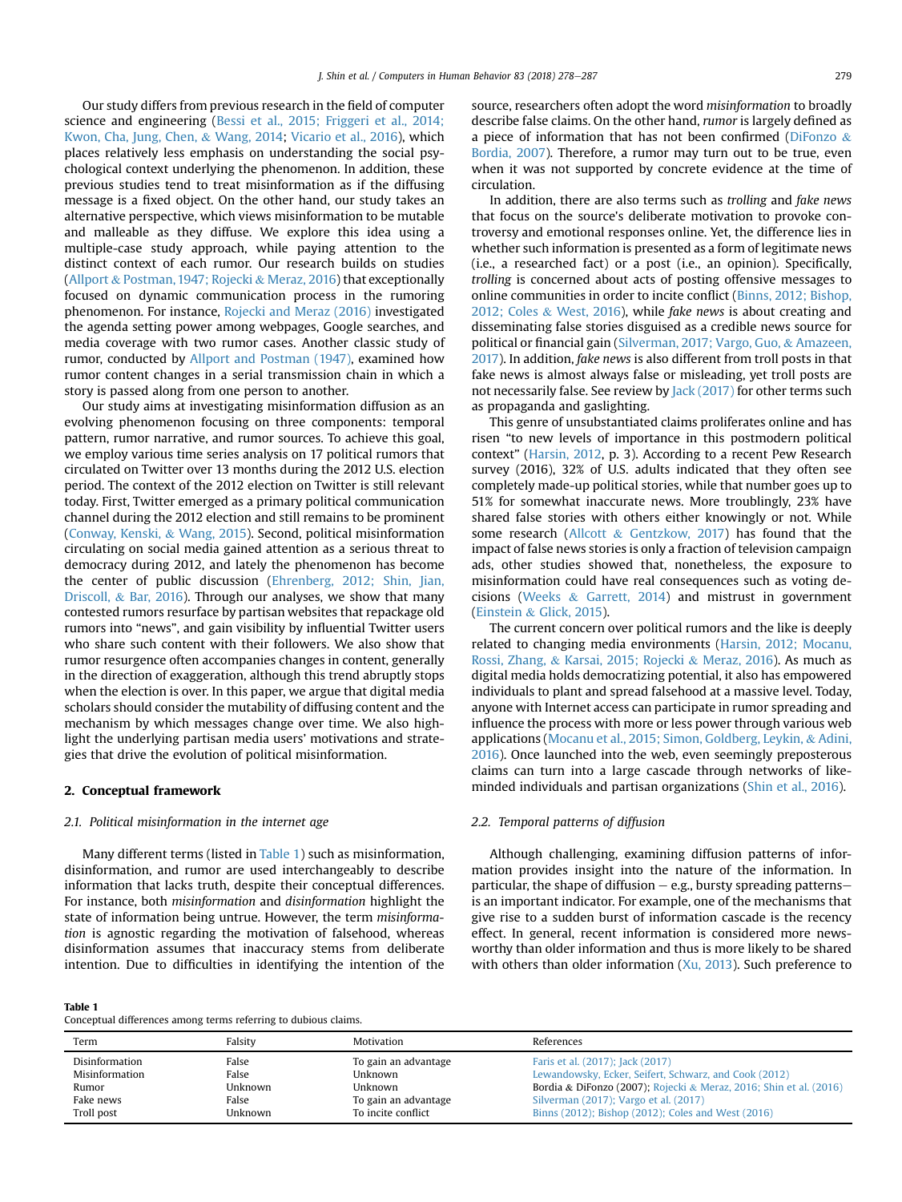Our study differs from previous research in the field of computer science and engineering (Bessi et al., 2015; Friggeri et al., 2014; Kwon, Cha, Jung, Chen, & Wang, 2014; Vicario et al., 2016), which places relatively less emphasis on understanding the social psychological context underlying the phenomenon. In addition, these previous studies tend to treat misinformation as if the diffusing message is a fixed object. On the other hand, our study takes an alternative perspective, which views misinformation to be mutable and malleable as they diffuse. We explore this idea using a multiple-case study approach, while paying attention to the distinct context of each rumor. Our research builds on studies (Allport & Postman, 1947; Rojecki & Meraz, 2016) that exceptionally focused on dynamic communication process in the rumoring phenomenon. For instance, Rojecki and Meraz (2016) investigated the agenda setting power among webpages, Google searches, and media coverage with two rumor cases. Another classic study of rumor, conducted by Allport and Postman (1947), examined how rumor content changes in a serial transmission chain in which a story is passed along from one person to another.

Our study aims at investigating misinformation diffusion as an evolving phenomenon focusing on three components: temporal pattern, rumor narrative, and rumor sources. To achieve this goal, we employ various time series analysis on 17 political rumors that circulated on Twitter over 13 months during the 2012 U.S. election period. The context of the 2012 election on Twitter is still relevant today. First, Twitter emerged as a primary political communication channel during the 2012 election and still remains to be prominent (Conway, Kenski, & Wang, 2015). Second, political misinformation circulating on social media gained attention as a serious threat to democracy during 2012, and lately the phenomenon has become the center of public discussion (Ehrenberg, 2012; Shin, Jian, Driscoll, & Bar, 2016). Through our analyses, we show that many contested rumors resurface by partisan websites that repackage old rumors into "news", and gain visibility by influential Twitter users who share such content with their followers. We also show that rumor resurgence often accompanies changes in content, generally in the direction of exaggeration, although this trend abruptly stops when the election is over. In this paper, we argue that digital media scholars should consider the mutability of diffusing content and the mechanism by which messages change over time. We also highlight the underlying partisan media users' motivations and strategies that drive the evolution of political misinformation.

## 2. Conceptual framework

### 2.1. Political misinformation in the internet age

Many different terms (listed in Table 1) such as misinformation, disinformation, and rumor are used interchangeably to describe information that lacks truth, despite their conceptual differences. For instance, both *misinformation* and *disinformation* highlight the state of information being untrue. However, the term *misinformation* is agnostic regarding the motivation of falsehood, whereas disinformation assumes that inaccuracy stems from deliberate intention. Due to difficulties in identifying the intention of the source, researchers often adopt the word *misinformation* to broadly describe false claims. On the other hand, *rumor* is largely defined as a piece of information that has not been confirmed (DiFonzo & Bordia, 2007). Therefore, a rumor may turn out to be true, even when it was not supported by concrete evidence at the time of circulation.

In addition, there are also terms such as *trolling* and *fake news* that focus on the source's deliberate motivation to provoke controversy and emotional responses online. Yet, the difference lies in whether such information is presented as a form of legitimate news (i.e., a researched fact) or a post (i.e., an opinion). Specifically, *trolling* is concerned about acts of posting offensive messages to online communities in order to incite conflict (Binns, 2012; Bishop, 2012; Coles & West, 2016), while *fake news* is about creating and disseminating false stories disguised as a credible news source for political or financial gain (Silverman, 2017; Vargo, Guo, & Amazeen, 2017). In addition, *fake news* is also different from troll posts in that fake news is almost always false or misleading, yet troll posts are not necessarily false. See review by Jack (2017) for other terms such as propaganda and gaslighting.

This genre of unsubstantiated claims proliferates online and has risen "to new levels of importance in this postmodern political context" (Harsin, 2012, p. 3). According to a recent Pew Research survey (2016), 32% of U.S. adults indicated that they often see completely made-up political stories, while that number goes up to 51% for somewhat inaccurate news. More troublingly, 23% have shared false stories with others either knowingly or not. While some research (Allcott & Gentzkow, 2017) has found that the impact of false news stories is only a fraction of television campaign ads, other studies showed that, nonetheless, the exposure to misinformation could have real consequences such as voting decisions (Weeks & Garrett, 2014) and mistrust in government (Einstein & Glick, 2015).

The current concern over political rumors and the like is deeply related to changing media environments (Harsin, 2012; Mocanu, Rossi, Zhang, & Karsai, 2015; Rojecki & Meraz, 2016). As much as digital media holds democratizing potential, it also has empowered individuals to plant and spread falsehood at a massive level. Today, anyone with Internet access can participate in rumor spreading and influence the process with more or less power through various web applications (Mocanu et al., 2015; Simon, Goldberg, Leykin, & Adini, 2016). Once launched into the web, even seemingly preposterous claims can turn into a large cascade through networks of like-minded individuals and partisan organizations (Shin et al., 2016).

### 2.2. Temporal patterns of diffusion

Although challenging, examining diffusion patterns of information provides insight into the nature of the information. In particular, the shape of diffusion — e.g., bursty spreading patterns— is an important indicator. For example, one of the mechanisms that give rise to a sudden burst of information cascade is the recency effect. In general, recent information is considered more newsworthy than older information and thus is more likely to be shared with others than older information (Xu, 2013). Such preference to

**Table 1**
Conceptual differences among terms referring to dubious claims.

| Term | Falsity | Motivation | References |
|---|---|---|---|
| Disinformation | False | To gain an advantage | Faris et al. (2017); Jack (2017) |
| Misinformation | False | Unknown | Lewandowsky, Ecker, Seifert, Schwarz, and Cook (2012) |
| Rumor | Unknown | Unknown | Bordia & DiFonzo (2007); Rojecki & Meraz, 2016; Shin et al. (2016) |
| Fake news | False | To gain an advantage | Silverman (2017); Vargo et al. (2017) |
| Troll post | Unknown | To incite conflict | Binns (2012); Bishop (2012); Coles and West (2016) |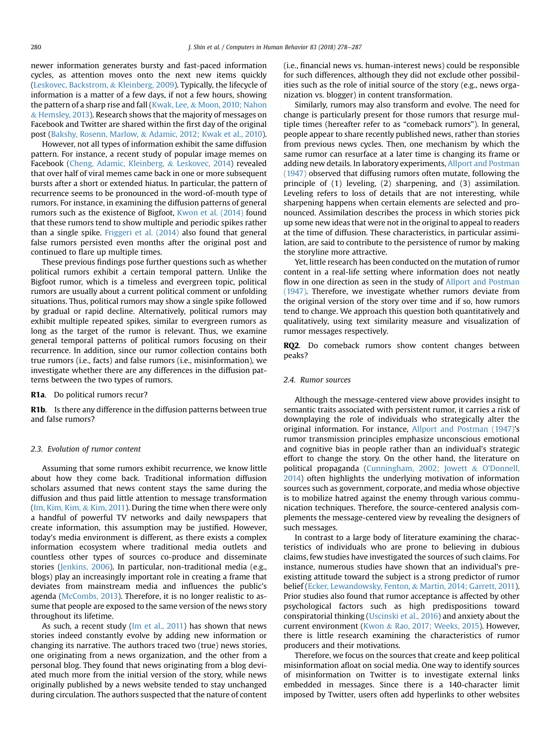newer information generates bursty and fast-paced information cycles, as attention moves onto the next new items quickly (Leskovec, Backstrom, & Kleinberg, 2009). Typically, the lifecycle of information is a matter of a few days, if not a few hours, showing the pattern of a sharp rise and fall (Kwak, Lee, & Moon, 2010; Nahon & Hemsley, 2013). Research shows that the majority of messages on Facebook and Twitter are shared within the first day of the original post (Bakshy, Rosenn, Marlow, & Adamic, 2012; Kwak et al., 2010).

However, not all types of information exhibit the same diffusion pattern. For instance, a recent study of popular image memes on Facebook (Cheng, Adamic, Kleinberg, & Leskovec, 2014) revealed that over half of viral memes came back in one or more subsequent bursts after a short or extended hiatus. In particular, the pattern of recurrence seems to be pronounced in the word-of-mouth type of rumors. For instance, in examining the diffusion patterns of general rumors such as the existence of Bigfoot, Kwon et al. (2014) found that these rumors tend to show multiple and periodic spikes rather than a single spike. Friggeri et al. (2014) also found that general false rumors persisted even months after the original post and continued to flare up multiple times.

These previous findings pose further questions such as whether political rumors exhibit a certain temporal pattern. Unlike the Bigfoot rumor, which is a timeless and evergreen topic, political rumors are usually about a current political comment or unfolding situations. Thus, political rumors may show a single spike followed by gradual or rapid decline. Alternatively, political rumors may exhibit multiple repeated spikes, similar to evergreen rumors as long as the target of the rumor is relevant. Thus, we examine general temporal patterns of political rumors focusing on their recurrence. In addition, since our rumor collection contains both true rumors (i.e., facts) and false rumors (i.e., misinformation), we investigate whether there are any differences in the diffusion patterns between the two types of rumors.

**R1a**. Do political rumors recur?

**R1b**. Is there any difference in the diffusion patterns between true and false rumors?

### 2.3. Evolution of rumor content

Assuming that some rumors exhibit recurrence, we know little about how they come back. Traditional information diffusion scholars assumed that news content stays the same during the diffusion and thus paid little attention to message transformation (Im, Kim, Kim, & Kim, 2011). During the time when there were only a handful of powerful TV networks and daily newspapers that create information, this assumption may be justified. However, today's media environment is different, as there exists a complex information ecosystem where traditional media outlets and countless other types of sources co-produce and disseminate stories (Jenkins, 2006). In particular, non-traditional media (e.g., blogs) play an increasingly important role in creating a frame that deviates from mainstream media and influences the public's agenda (McCombs, 2013). Therefore, it is no longer realistic to assume that people are exposed to the same version of the news story throughout its lifetime.

As such, a recent study (Im et al., 2011) has shown that news stories indeed constantly evolve by adding new information or changing its narrative. The authors traced two (true) news stories, one originating from a news organization, and the other from a personal blog. They found that news originating from a blog deviated much more from the initial version of the story, while news originally published by a news website tended to stay unchanged during circulation. The authors suspected that the nature of content (i.e., financial news vs. human-interest news) could be responsible for such differences, although they did not exclude other possibilities such as the role of initial source of the story (e.g., news organization vs. blogger) in content transformation.

Similarly, rumors may also transform and evolve. The need for change is particularly present for those rumors that resurge multiple times (hereafter refer to as "comeback rumors"). In general, people appear to share recently published news, rather than stories from previous news cycles. Then, one mechanism by which the same rumor can resurface at a later time is changing its frame or adding new details. In laboratory experiments, Allport and Postman (1947) observed that diffusing rumors often mutate, following the principle of (1) leveling, (2) sharpening, and (3) assimilation. Leveling refers to loss of details that are not interesting, while sharpening happens when certain elements are selected and pronounced. Assimilation describes the process in which stories pick up some new ideas that were not in the original to appeal to readers at the time of diffusion. These characteristics, in particular assimilation, are said to contribute to the persistence of rumor by making the storyline more attractive.

Yet, little research has been conducted on the mutation of rumor content in a real-life setting where information does not neatly flow in one direction as seen in the study of Allport and Postman (1947). Therefore, we investigate whether rumors deviate from the original version of the story over time and if so, how rumors tend to change. We approach this question both quantitatively and qualitatively, using text similarity measure and visualization of rumor messages respectively.

**RQ2**. Do comeback rumors show content changes between peaks?

### 2.4. Rumor sources

Although the message-centered view above provides insight to semantic traits associated with persistent rumor, it carries a risk of downplaying the role of individuals who strategically alter the original information. For instance, Allport and Postman (1947)'s rumor transmission principles emphasize unconscious emotional and cognitive bias in people rather than an individual's strategic effort to change the story. On the other hand, the literature on political propaganda (Cunningham, 2002; Jowett & O'Donnell, 2014) often highlights the underlying motivation of information sources such as government, corporate, and media whose objective is to mobilize hatred against the enemy through various communication techniques. Therefore, the source-centered analysis complements the message-centered view by revealing the designers of such messages.

In contrast to a large body of literature examining the characteristics of individuals who are prone to believing in dubious claims, few studies have investigated the sources of such claims. For instance, numerous studies have shown that an individual's preexisting attitude toward the subject is a strong predictor of rumor belief (Ecker, Lewandowsky, Fenton, & Martin, 2014; Garrett, 2011). Prior studies also found that rumor acceptance is affected by other psychological factors such as high predispositions toward conspiratorial thinking (Uscinski et al., 2016) and anxiety about the current environment (Kwon & Rao, 2017; Weeks, 2015). However, there is little research examining the characteristics of rumor producers and their motivations.

Therefore, we focus on the sources that create and keep political misinformation afloat on social media. One way to identify sources of misinformation on Twitter is to investigate external links embedded in messages. Since there is a 140-character limit imposed by Twitter, users often add hyperlinks to other websites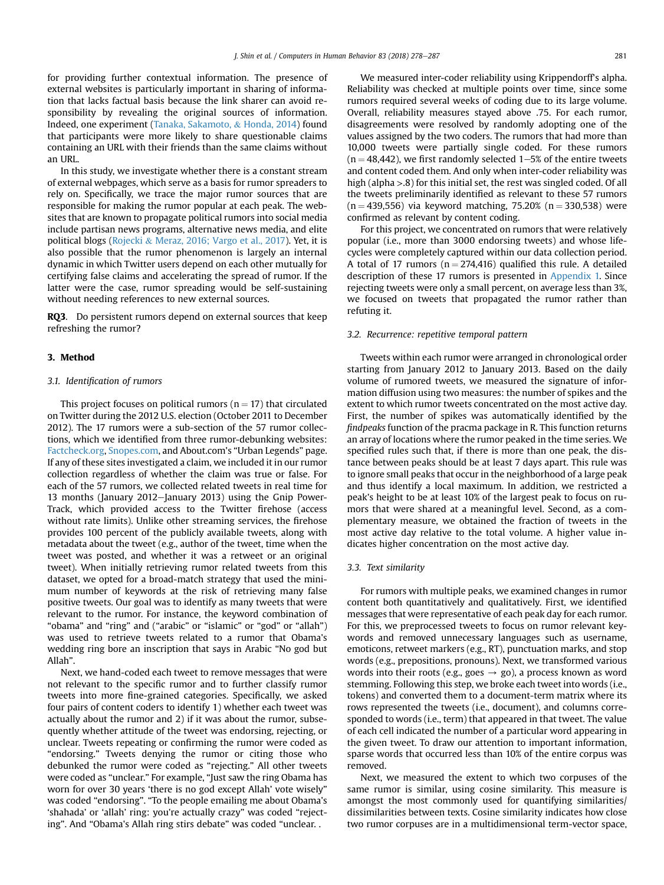for providing further contextual information. The presence of external websites is particularly important in sharing of information that lacks factual basis because the link sharer can avoid responsibility by revealing the original sources of information. Indeed, one experiment (Tanaka, Sakamoto, & Honda, 2014) found that participants were more likely to share questionable claims containing an URL with their friends than the same claims without an URL.

In this study, we investigate whether there is a constant stream of external webpages, which serve as a basis for rumor spreaders to rely on. Specifically, we trace the major rumor sources that are responsible for making the rumor popular at each peak. The websites that are known to propagate political rumors into social media include partisan news programs, alternative news media, and elite political blogs (Rojecki & Meraz, 2016; Vargo et al., 2017). Yet, it is also possible that the rumor phenomenon is largely an internal dynamic in which Twitter users depend on each other mutually for certifying false claims and accelerating the spread of rumor. If the latter were the case, rumor spreading would be self-sustaining without needing references to new external sources.

**RQ3**. Do persistent rumors depend on external sources that keep refreshing the rumor?

## 3. Method

### 3.1. Identification of rumors

This project focuses on political rumors (n = 17) that circulated on Twitter during the 2012 U.S. election (October 2011 to December 2012). The 17 rumors were a sub-section of the 57 rumor collections, which we identified from three rumor-debunking websites: Factcheck.org, Snopes.com, and About.com's "Urban Legends" page. If any of these sites investigated a claim, we included it in our rumor collection regardless of whether the claim was true or false. For each of the 57 rumors, we collected related tweets in real time for 13 months (January 2012–January 2013) using the Gnip PowerTrack, which provided access to the Twitter firehose (access without rate limits). Unlike other streaming services, the firehose provides 100 percent of the publicly available tweets, along with metadata about the tweet (e.g., author of the tweet, time when the tweet was posted, and whether it was a retweet or an original tweet). When initially retrieving rumor related tweets from this dataset, we opted for a broad-match strategy that used the minimum number of keywords at the risk of retrieving many false positive tweets. Our goal was to identify as many tweets that were relevant to the rumor. For instance, the keyword combination of "obama" and "ring" and ("arabic" or "islamic" or "god" or "allah") was used to retrieve tweets related to a rumor that Obama's wedding ring bore an inscription that says in Arabic "No god but Allah".

Next, we hand-coded each tweet to remove messages that were not relevant to the specific rumor and to further classify rumor tweets into more fine-grained categories. Specifically, we asked four pairs of content coders to identify 1) whether each tweet was actually about the rumor and 2) if it was about the rumor, subsequently whether attitude of the tweet was endorsing, rejecting, or unclear. Tweets repeating or confirming the rumor were coded as "endorsing." Tweets denying the rumor or citing those who debunked the rumor were coded as "rejecting." All other tweets were coded as "unclear." For example, "Just saw the ring Obama has worn for over 30 years 'there is no god except Allah' vote wisely" was coded "endorsing". "To the people emailing me about Obama's 'shahada' or 'allah' ring: you're actually crazy" was coded "rejecting". And "Obama's Allah ring stirs debate" was coded "unclear. .

We measured inter-coder reliability using Krippendorff's alpha. Reliability was checked at multiple points over time, since some rumors required several weeks of coding due to its large volume. Overall, reliability measures stayed above .75. For each rumor, disagreements were resolved by randomly adopting one of the values assigned by the two coders. The rumors that had more than 10,000 tweets were partially single coded. For these rumors (n = 48,442), we first randomly selected 1–5% of the entire tweets and content coded them. And only when inter-coder reliability was high (alpha >.8) for this initial set, the rest was singled coded. Of all the tweets preliminarily identified as relevant to these 57 rumors (n = 439,556) via keyword matching, 75.20% (n = 330,538) were confirmed as relevant by content coding.

For this project, we concentrated on rumors that were relatively popular (i.e., more than 3000 endorsing tweets) and whose lifecycles were completely captured within our data collection period. A total of 17 rumors (n = 274,416) qualified this rule. A detailed description of these 17 rumors is presented in Appendix 1. Since rejecting tweets were only a small percent, on average less than 3%, we focused on tweets that propagated the rumor rather than refuting it.

### 3.2. Recurrence: repetitive temporal pattern

Tweets within each rumor were arranged in chronological order starting from January 2012 to January 2013. Based on the daily volume of rumored tweets, we measured the signature of information diffusion using two measures: the number of spikes and the extent to which rumor tweets concentrated on the most active day. First, the number of spikes was automatically identified by the *findpeaks* function of the pracma package in R. This function returns an array of locations where the rumor peaked in the time series. We specified rules such that, if there is more than one peak, the distance between peaks should be at least 7 days apart. This rule was to ignore small peaks that occur in the neighborhood of a large peak and thus identify a local maximum. In addition, we restricted a peak's height to be at least 10% of the largest peak to focus on rumors that were shared at a meaningful level. Second, as a complementary measure, we obtained the fraction of tweets in the most active day relative to the total volume. A higher value indicates higher concentration on the most active day.

### 3.3. Text similarity

For rumors with multiple peaks, we examined changes in rumor content both quantitatively and qualitatively. First, we identified messages that were representative of each peak day for each rumor. For this, we preprocessed tweets to focus on rumor relevant keywords and removed unnecessary languages such as username, emoticons, retweet markers (e.g., RT), punctuation marks, and stop words (e.g., prepositions, pronouns). Next, we transformed various words into their roots (e.g., goes → go), a process known as word stemming. Following this step, we broke each tweet into words (i.e., tokens) and converted them to a document-term matrix where its rows represented the tweets (i.e., document), and columns corresponded to words (i.e., term) that appeared in that tweet. The value of each cell indicated the number of a particular word appearing in the given tweet. To draw our attention to important information, sparse words that occurred less than 10% of the entire corpus was removed.

Next, we measured the extent to which two corpuses of the same rumor is similar, using cosine similarity. This measure is amongst the most commonly used for quantifying similarities/dissimilarities between texts. Cosine similarity indicates how close two rumor corpuses are in a multidimensional term-vector space,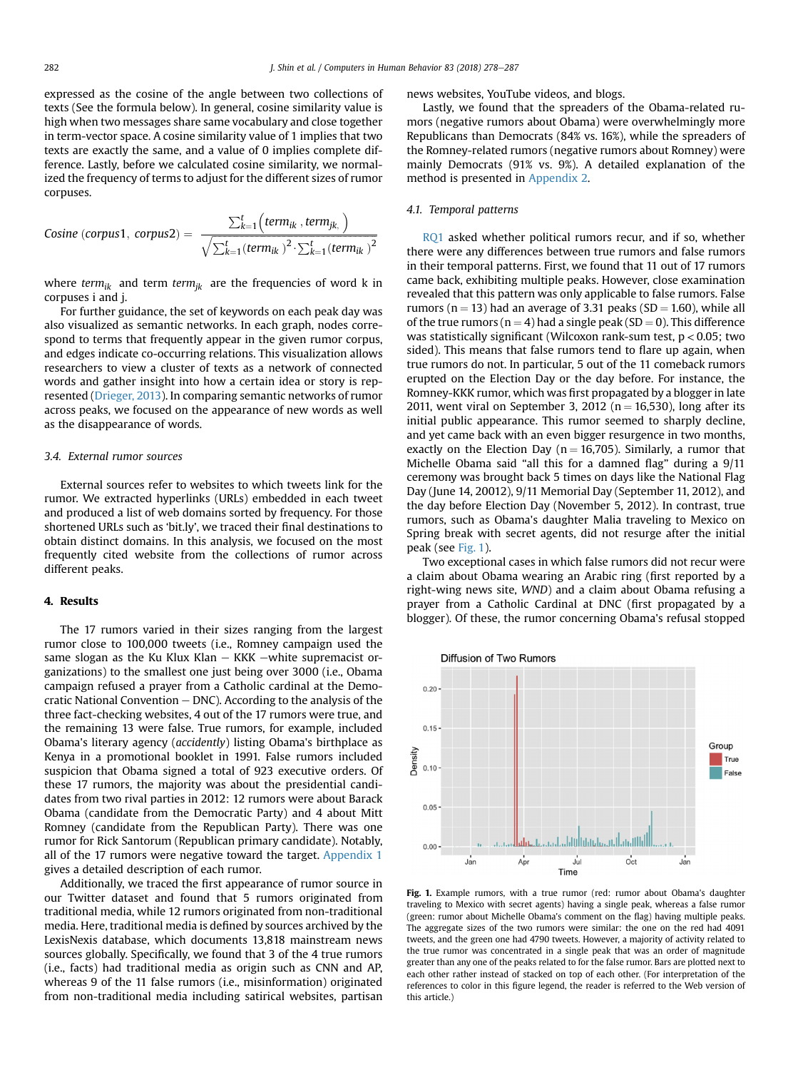expressed as the cosine of the angle between two collections of texts (See the formula below). In general, cosine similarity value is high when two messages share same vocabulary and close together in term-vector space. A cosine similarity value of 1 implies that two texts are exactly the same, and a value of 0 implies complete difference. Lastly, before we calculated cosine similarity, we normalized the frequency of terms to adjust for the different sizes of rumor corpuses.

$$Cosine\ (corpus1,\ corpus2) = \frac{\sum_{k=1}^{t}\left(term_{ik}\ , term_{jk,}\right)}{\sqrt{\sum_{k=1}^{t}(term_{ik})^2 \cdot \sum_{k=1}^{t}(term_{ik})^2}}$$

where $term_{ik}$ and term $term_{jk}$ are the frequencies of word k in corpuses i and j.

For further guidance, the set of keywords on each peak day was also visualized as semantic networks. In each graph, nodes correspond to terms that frequently appear in the given rumor corpus, and edges indicate co-occurring relations. This visualization allows researchers to view a cluster of texts as a network of connected words and gather insight into how a certain idea or story is represented (Drieger, 2013). In comparing semantic networks of rumor across peaks, we focused on the appearance of new words as well as the disappearance of words.

### 3.4. External rumor sources

External sources refer to websites to which tweets link for the rumor. We extracted hyperlinks (URLs) embedded in each tweet and produced a list of web domains sorted by frequency. For those shortened URLs such as 'bit.ly', we traced their final destinations to obtain distinct domains. In this analysis, we focused on the most frequently cited website from the collections of rumor across different peaks.

## 4. Results

The 17 rumors varied in their sizes ranging from the largest rumor close to 100,000 tweets (i.e., Romney campaign used the same slogan as the Ku Klux Klan − KKK −white supremacist organizations) to the smallest one just being over 3000 (i.e., Obama campaign refused a prayer from a Catholic cardinal at the Democratic National Convention − DNC). According to the analysis of the three fact-checking websites, 4 out of the 17 rumors were true, and the remaining 13 were false. True rumors, for example, included Obama's literary agency (*accidently*) listing Obama's birthplace as Kenya in a promotional booklet in 1991. False rumors included suspicion that Obama signed a total of 923 executive orders. Of these 17 rumors, the majority was about the presidential candidates from two rival parties in 2012: 12 rumors were about Barack Obama (candidate from the Democratic Party) and 4 about Mitt Romney (candidate from the Republican Party). There was one rumor for Rick Santorum (Republican primary candidate). Notably, all of the 17 rumors were negative toward the target. Appendix 1 gives a detailed description of each rumor.

Additionally, we traced the first appearance of rumor source in our Twitter dataset and found that 5 rumors originated from traditional media, while 12 rumors originated from non-traditional media. Here, traditional media is defined by sources archived by the LexisNexis database, which documents 13,818 mainstream news sources globally. Specifically, we found that 3 of the 4 true rumors (i.e., facts) had traditional media as origin such as CNN and AP, whereas 9 of the 11 false rumors (i.e., misinformation) originated from non-traditional media including satirical websites, partisan news websites, YouTube videos, and blogs.

Lastly, we found that the spreaders of the Obama-related rumors (negative rumors about Obama) were overwhelmingly more Republicans than Democrats (84% vs. 16%), while the spreaders of the Romney-related rumors (negative rumors about Romney) were mainly Democrats (91% vs. 9%). A detailed explanation of the method is presented in Appendix 2.

### 4.1. Temporal patterns

RQ1 asked whether political rumors recur, and if so, whether there were any differences between true rumors and false rumors in their temporal patterns. First, we found that 11 out of 17 rumors came back, exhibiting multiple peaks. However, close examination revealed that this pattern was only applicable to false rumors. False rumors ($n = 13$) had an average of 3.31 peaks ($SD = 1.60$), while all of the true rumors ($n = 4$) had a single peak ($SD = 0$). This difference was statistically significant (Wilcoxon rank-sum test, $p < 0.05$; two sided). This means that false rumors tend to flare up again, when true rumors do not. In particular, 5 out of the 11 comeback rumors erupted on the Election Day or the day before. For instance, the Romney-KKK rumor, which was first propagated by a blogger in late 2011, went viral on September 3, 2012 ($n = 16{,}530$), long after its initial public appearance. This rumor seemed to sharply decline, and yet came back with an even bigger resurgence in two months, exactly on the Election Day ($n = 16{,}705$). Similarly, a rumor that Michelle Obama said "all this for a damned flag" during a 9/11 ceremony was brought back 5 times on days like the National Flag Day (June 14, 20012), 9/11 Memorial Day (September 11, 2012), and the day before Election Day (November 5, 2012). In contrast, true rumors, such as Obama's daughter Malia traveling to Mexico on Spring break with secret agents, did not resurge after the initial peak (see Fig. 1).

Two exceptional cases in which false rumors did not recur were a claim about Obama wearing an Arabic ring (first reported by a right-wing news site, *WND*) and a claim about Obama refusing a prayer from a Catholic Cardinal at DNC (first propagated by a blogger). Of these, the rumor concerning Obama's refusal stopped

**Fig. 1.** Example rumors, with a true rumor (red: rumor about Obama's daughter traveling to Mexico with secret agents) having a single peak, whereas a false rumor (green: rumor about Michelle Obama's comment on the flag) having multiple peaks. The aggregate sizes of the two rumors were similar: the one on the red had 4091 tweets, and the green one had 4790 tweets. However, a majority of activity related to the true rumor was concentrated in a single peak that was an order of magnitude greater than any one of the peaks related to for the false rumor. Bars are plotted next to each other rather instead of stacked on top of each other. (For interpretation of the references to color in this figure legend, the reader is referred to the Web version of this article.)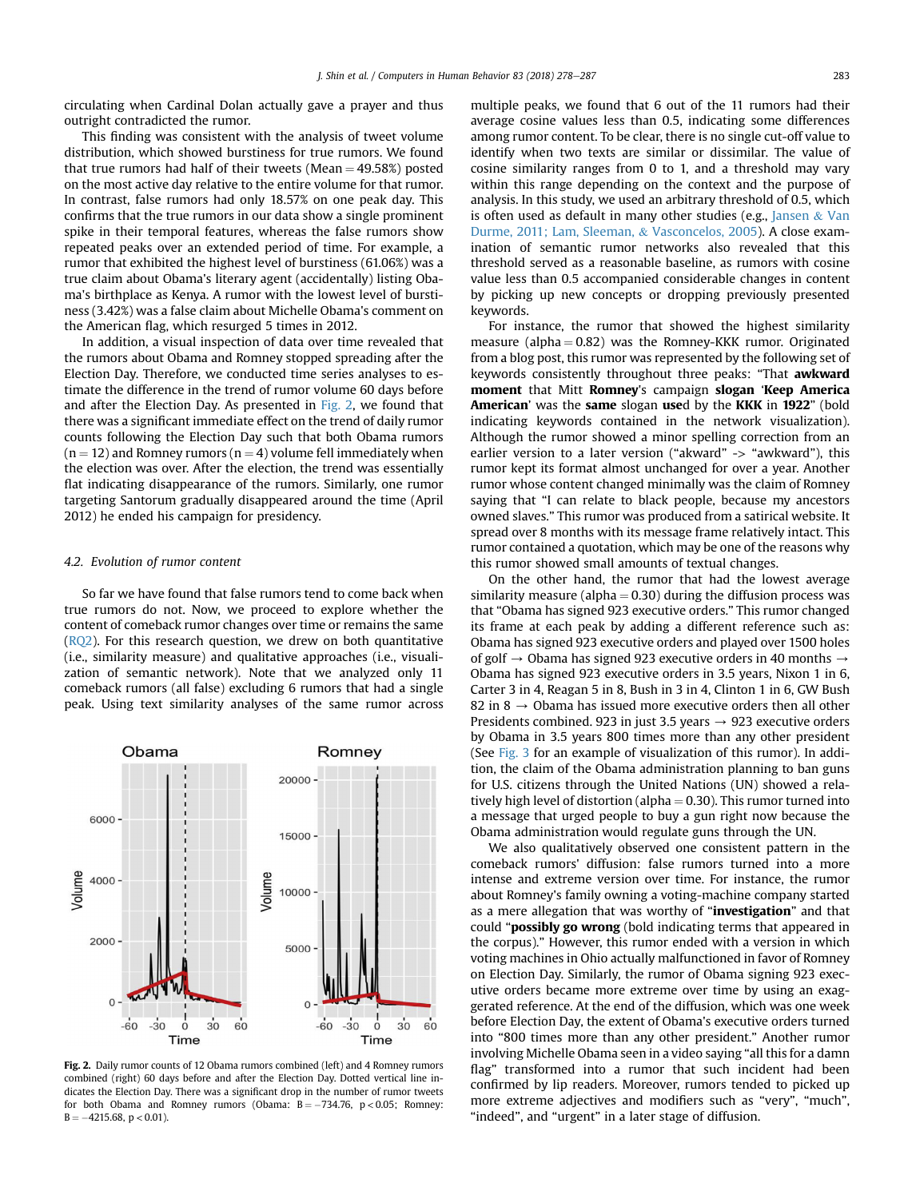circulating when Cardinal Dolan actually gave a prayer and thus outright contradicted the rumor.

This finding was consistent with the analysis of tweet volume distribution, which showed burstiness for true rumors. We found that true rumors had half of their tweets (Mean = 49.58%) posted on the most active day relative to the entire volume for that rumor. In contrast, false rumors had only 18.57% on one peak day. This confirms that the true rumors in our data show a single prominent spike in their temporal features, whereas the false rumors show repeated peaks over an extended period of time. For example, a rumor that exhibited the highest level of burstiness (61.06%) was a true claim about Obama's literary agent (accidentally) listing Obama's birthplace as Kenya. A rumor with the lowest level of burstiness (3.42%) was a false claim about Michelle Obama's comment on the American flag, which resurged 5 times in 2012.

In addition, a visual inspection of data over time revealed that the rumors about Obama and Romney stopped spreading after the Election Day. Therefore, we conducted time series analyses to estimate the difference in the trend of rumor volume 60 days before and after the Election Day. As presented in Fig. 2, we found that there was a significant immediate effect on the trend of daily rumor counts following the Election Day such that both Obama rumors (n = 12) and Romney rumors (n = 4) volume fell immediately when the election was over. After the election, the trend was essentially flat indicating disappearance of the rumors. Similarly, one rumor targeting Santorum gradually disappeared around the time (April 2012) he ended his campaign for presidency.

### 4.2. Evolution of rumor content

So far we have found that false rumors tend to come back when true rumors do not. Now, we proceed to explore whether the content of comeback rumor changes over time or remains the same (RQ2). For this research question, we drew on both quantitative (i.e., similarity measure) and qualitative approaches (i.e., visualization of semantic network). Note that we analyzed only 11 comeback rumors (all false) excluding 6 rumors that had a single peak. Using text similarity analyses of the same rumor across multiple peaks, we found that 6 out of the 11 rumors had their average cosine values less than 0.5, indicating some differences among rumor content. To be clear, there is no single cut-off value to identify when two texts are similar or dissimilar. The value of cosine similarity ranges from 0 to 1, and a threshold may vary within this range depending on the context and the purpose of analysis. In this study, we used an arbitrary threshold of 0.5, which is often used as default in many other studies (e.g., Jansen & Van Durme, 2011; Lam, Sleeman, & Vasconcelos, 2005). A close examination of semantic rumor networks also revealed that this threshold served as a reasonable baseline, as rumors with cosine value less than 0.5 accompanied considerable changes in content by picking up new concepts or dropping previously presented keywords.

Fig. 2. Daily rumor counts of 12 Obama rumors combined (left) and 4 Romney rumors combined (right) 60 days before and after the Election Day. Dotted vertical line indicates the Election Day. There was a significant drop in the number of rumor tweets for both Obama and Romney rumors (Obama: $B = -734.76$, $p < 0.05$; Romney: $B = -4215.68$, $p < 0.01$).

For instance, the rumor that showed the highest similarity measure (alpha = 0.82) was the Romney-KKK rumor. Originated from a blog post, this rumor was represented by the following set of keywords consistently throughout three peaks: "That **awkward moment** that Mitt **Romney**'s campaign **slogan** '**Keep America American**' was the **same** slogan **use**d by the **KKK** in **1922**" (bold indicating keywords contained in the network visualization). Although the rumor showed a minor spelling correction from an earlier version to a later version ("akward" -> "awkward"), this rumor kept its format almost unchanged for over a year. Another rumor whose content changed minimally was the claim of Romney saying that "I can relate to black people, because my ancestors owned slaves." This rumor was produced from a satirical website. It spread over 8 months with its message frame relatively intact. This rumor contained a quotation, which may be one of the reasons why this rumor showed small amounts of textual changes.

On the other hand, the rumor that had the lowest average similarity measure (alpha = 0.30) during the diffusion process was that "Obama has signed 923 executive orders." This rumor changed its frame at each peak by adding a different reference such as: Obama has signed 923 executive orders and played over 1500 holes of golf → Obama has signed 923 executive orders in 40 months → Obama has signed 923 executive orders in 3.5 years, Nixon 1 in 6, Carter 3 in 4, Reagan 5 in 8, Bush in 3 in 4, Clinton 1 in 6, GW Bush 82 in 8 → Obama has issued more executive orders then all other Presidents combined. 923 in just 3.5 years → 923 executive orders by Obama in 3.5 years 800 times more than any other president (See Fig. 3 for an example of visualization of this rumor). In addition, the claim of the Obama administration planning to ban guns for U.S. citizens through the United Nations (UN) showed a relatively high level of distortion (alpha = 0.30). This rumor turned into a message that urged people to buy a gun right now because the Obama administration would regulate guns through the UN.

We also qualitatively observed one consistent pattern in the comeback rumors' diffusion: false rumors turned into a more intense and extreme version over time. For instance, the rumor about Romney's family owning a voting-machine company started as a mere allegation that was worthy of "**investigation**" and that could "**possibly go wrong** (bold indicating terms that appeared in the corpus)." However, this rumor ended with a version in which voting machines in Ohio actually malfunctioned in favor of Romney on Election Day. Similarly, the rumor of Obama signing 923 executive orders became more extreme over time by using an exaggerated reference. At the end of the diffusion, which was one week before Election Day, the extent of Obama's executive orders turned into "800 times more than any other president." Another rumor involving Michelle Obama seen in a video saying "all this for a damn flag" transformed into a rumor that such incident had been confirmed by lip readers. Moreover, rumors tended to picked up more extreme adjectives and modifiers such as "very", "much", "indeed", and "urgent" in a later stage of diffusion.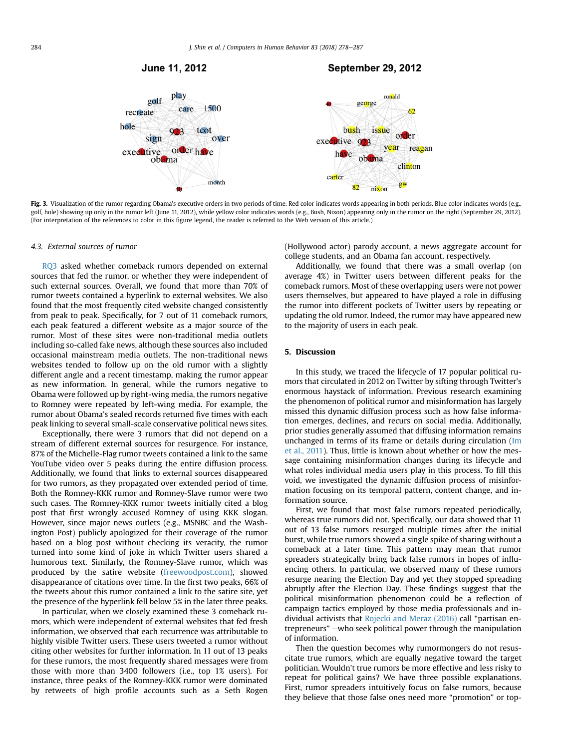June 11, 2012

September 29, 2012

Fig. 3. Visualization of the rumor regarding Obama's executive orders in two periods of time. Red color indicates words appearing in both periods. Blue color indicates words (e.g., golf, hole) showing up only in the rumor left (June 11, 2012), while yellow color indicates words (e.g., Bush, Nixon) appearing only in the rumor on the right (September 29, 2012). (For interpretation of the references to color in this figure legend, the reader is referred to the Web version of this article.)

### 4.3. External sources of rumor

RQ3 asked whether comeback rumors depended on external sources that fed the rumor, or whether they were independent of such external sources. Overall, we found that more than 70% of rumor tweets contained a hyperlink to external websites. We also found that the most frequently cited website changed consistently from peak to peak. Specifically, for 7 out of 11 comeback rumors, each peak featured a different website as a major source of the rumor. Most of these sites were non-traditional media outlets including so-called fake news, although these sources also included occasional mainstream media outlets. The non-traditional news websites tended to follow up on the old rumor with a slightly different angle and a recent timestamp, making the rumor appear as new information. In general, while the rumors negative to Obama were followed up by right-wing media, the rumors negative to Romney were repeated by left-wing media. For example, the rumor about Obama's sealed records returned five times with each peak linking to several small-scale conservative political news sites.

Exceptionally, there were 3 rumors that did not depend on a stream of different external sources for resurgence. For instance, 87% of the Michelle-Flag rumor tweets contained a link to the same YouTube video over 5 peaks during the entire diffusion process. Additionally, we found that links to external sources disappeared for two rumors, as they propagated over extended period of time. Both the Romney-KKK rumor and Romney-Slave rumor were two such cases. The Romney-KKK rumor tweets initially cited a blog post that first wrongly accused Romney of using KKK slogan. However, since major news outlets (e.g., MSNBC and the Washington Post) publicly apologized for their coverage of the rumor based on a blog post without checking its veracity, the rumor turned into some kind of joke in which Twitter users shared a humorous text. Similarly, the Romney-Slave rumor, which was produced by the satire website (freewoodpost.com), showed disappearance of citations over time. In the first two peaks, 66% of the tweets about this rumor contained a link to the satire site, yet the presence of the hyperlink fell below 5% in the later three peaks.

In particular, when we closely examined these 3 comeback rumors, which were independent of external websites that fed fresh information, we observed that each recurrence was attributable to highly visible Twitter users. These users tweeted a rumor without citing other websites for further information. In 11 out of 13 peaks for these rumors, the most frequently shared messages were from those with more than 3400 followers (i.e., top 1% users). For instance, three peaks of the Romney-KKK rumor were dominated by retweets of high profile accounts such as a Seth Rogen (Hollywood actor) parody account, a news aggregate account for college students, and an Obama fan account, respectively.

Additionally, we found that there was a small overlap (on average 4%) in Twitter users between different peaks for the comeback rumors. Most of these overlapping users were not power users themselves, but appeared to have played a role in diffusing the rumor into different pockets of Twitter users by repeating or updating the old rumor. Indeed, the rumor may have appeared new to the majority of users in each peak.

## 5. Discussion

In this study, we traced the lifecycle of 17 popular political rumors that circulated in 2012 on Twitter by sifting through Twitter's enormous haystack of information. Previous research examining the phenomenon of political rumor and misinformation has largely missed this dynamic diffusion process such as how false information emerges, declines, and recurs on social media. Additionally, prior studies generally assumed that diffusing information remains unchanged in terms of its frame or details during circulation (Im et al., 2011). Thus, little is known about whether or how the message containing misinformation changes during its lifecycle and what roles individual media users play in this process. To fill this void, we investigated the dynamic diffusion process of misinformation focusing on its temporal pattern, content change, and information source.

First, we found that most false rumors repeated periodically, whereas true rumors did not. Specifically, our data showed that 11 out of 13 false rumors resurged multiple times after the initial burst, while true rumors showed a single spike of sharing without a comeback at a later time. This pattern may mean that rumor spreaders strategically bring back false rumors in hopes of influencing others. In particular, we observed many of these rumors resurge nearing the Election Day and yet they stopped spreading abruptly after the Election Day. These findings suggest that the political misinformation phenomenon could be a reflection of campaign tactics employed by those media professionals and individual activists that Rojecki and Meraz (2016) call "partisan entrepreneurs" —who seek political power through the manipulation of information.

Then the question becomes why rumormongers do not resuscitate true rumors, which are equally negative toward the target politician. Wouldn't true rumors be more effective and less risky to repeat for political gains? We have three possible explanations. First, rumor spreaders intuitively focus on false rumors, because they believe that those false ones need more "promotion" or top-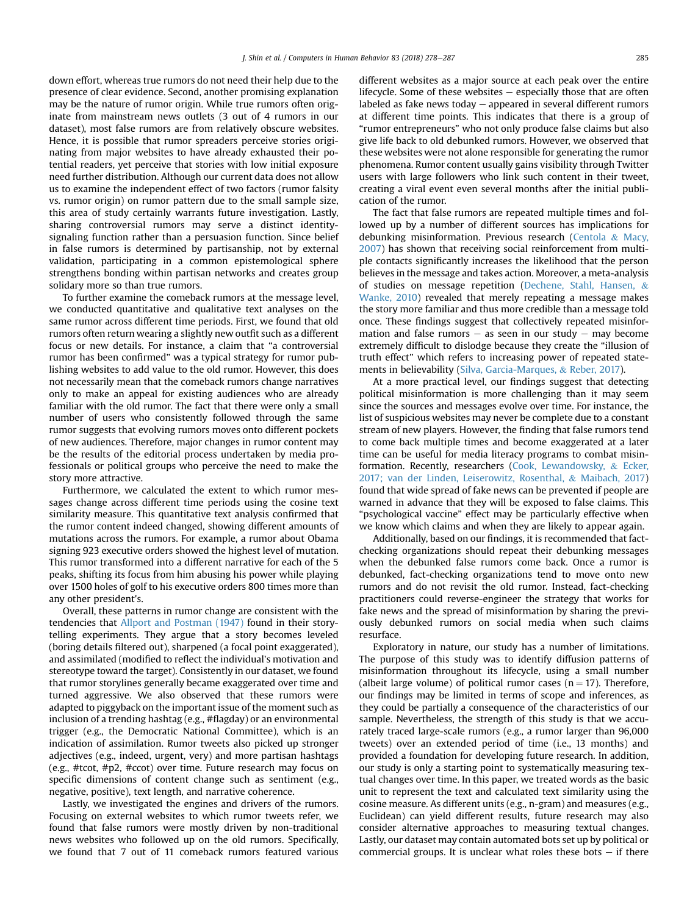down effort, whereas true rumors do not need their help due to the presence of clear evidence. Second, another promising explanation may be the nature of rumor origin. While true rumors often originate from mainstream news outlets (3 out of 4 rumors in our dataset), most false rumors are from relatively obscure websites. Hence, it is possible that rumor spreaders perceive stories originating from major websites to have already exhausted their potential readers, yet perceive that stories with low initial exposure need further distribution. Although our current data does not allow us to examine the independent effect of two factors (rumor falsity vs. rumor origin) on rumor pattern due to the small sample size, this area of study certainly warrants future investigation. Lastly, sharing controversial rumors may serve a distinct identity-signaling function rather than a persuasion function. Since belief in false rumors is determined by partisanship, not by external validation, participating in a common epistemological sphere strengthens bonding within partisan networks and creates group solidary more so than true rumors.

To further examine the comeback rumors at the message level, we conducted quantitative and qualitative text analyses on the same rumor across different time periods. First, we found that old rumors often return wearing a slightly new outfit such as a different focus or new details. For instance, a claim that "a controversial rumor has been confirmed" was a typical strategy for rumor publishing websites to add value to the old rumor. However, this does not necessarily mean that the comeback rumors change narratives only to make an appeal for existing audiences who are already familiar with the old rumor. The fact that there were only a small number of users who consistently followed through the same rumor suggests that evolving rumors moves onto different pockets of new audiences. Therefore, major changes in rumor content may be the results of the editorial process undertaken by media professionals or political groups who perceive the need to make the story more attractive.

Furthermore, we calculated the extent to which rumor messages change across different time periods using the cosine text similarity measure. This quantitative text analysis confirmed that the rumor content indeed changed, showing different amounts of mutations across the rumors. For example, a rumor about Obama signing 923 executive orders showed the highest level of mutation. This rumor transformed into a different narrative for each of the 5 peaks, shifting its focus from him abusing his power while playing over 1500 holes of golf to his executive orders 800 times more than any other president's.

Overall, these patterns in rumor change are consistent with the tendencies that Allport and Postman (1947) found in their storytelling experiments. They argue that a story becomes leveled (boring details filtered out), sharpened (a focal point exaggerated), and assimilated (modified to reflect the individual's motivation and stereotype toward the target). Consistently in our dataset, we found that rumor storylines generally became exaggerated over time and turned aggressive. We also observed that these rumors were adapted to piggyback on the important issue of the moment such as inclusion of a trending hashtag (e.g., #flagday) or an environmental trigger (e.g., the Democratic National Committee), which is an indication of assimilation. Rumor tweets also picked up stronger adjectives (e.g., indeed, urgent, very) and more partisan hashtags (e.g., #tcot, #p2, #ccot) over time. Future research may focus on specific dimensions of content change such as sentiment (e.g., negative, positive), text length, and narrative coherence.

Lastly, we investigated the engines and drivers of the rumors. Focusing on external websites to which rumor tweets refer, we found that false rumors were mostly driven by non-traditional news websites who followed up on the old rumors. Specifically, we found that 7 out of 11 comeback rumors featured various different websites as a major source at each peak over the entire lifecycle. Some of these websites – especially those that are often labeled as fake news today – appeared in several different rumors at different time points. This indicates that there is a group of "rumor entrepreneurs" who not only produce false claims but also give life back to old debunked rumors. However, we observed that these websites were not alone responsible for generating the rumor phenomena. Rumor content usually gains visibility through Twitter users with large followers who link such content in their tweet, creating a viral event even several months after the initial publication of the rumor.

The fact that false rumors are repeated multiple times and followed up by a number of different sources has implications for debunking misinformation. Previous research (Centola & Macy, 2007) has shown that receiving social reinforcement from multiple contacts significantly increases the likelihood that the person believes in the message and takes action. Moreover, a meta-analysis of studies on message repetition (Dechene, Stahl, Hansen, & Wanke, 2010) revealed that merely repeating a message makes the story more familiar and thus more credible than a message told once. These findings suggest that collectively repeated misinformation and false rumors – as seen in our study – may become extremely difficult to dislodge because they create the "illusion of truth effect" which refers to increasing power of repeated statements in believability (Silva, Garcia-Marques, & Reber, 2017).

At a more practical level, our findings suggest that detecting political misinformation is more challenging than it may seem since the sources and messages evolve over time. For instance, the list of suspicious websites may never be complete due to a constant stream of new players. However, the finding that false rumors tend to come back multiple times and become exaggerated at a later time can be useful for media literacy programs to combat misinformation. Recently, researchers (Cook, Lewandowsky, & Ecker, 2017; van der Linden, Leiserowitz, Rosenthal, & Maibach, 2017) found that wide spread of fake news can be prevented if people are warned in advance that they will be exposed to false claims. This "psychological vaccine" effect may be particularly effective when we know which claims and when they are likely to appear again.

Additionally, based on our findings, it is recommended that fact-checking organizations should repeat their debunking messages when the debunked false rumors come back. Once a rumor is debunked, fact-checking organizations tend to move onto new rumors and do not revisit the old rumor. Instead, fact-checking practitioners could reverse-engineer the strategy that works for fake news and the spread of misinformation by sharing the previously debunked rumors on social media when such claims resurface.

Exploratory in nature, our study has a number of limitations. The purpose of this study was to identify diffusion patterns of misinformation throughout its lifecycle, using a small number (albeit large volume) of political rumor cases ($n = 17$). Therefore, our findings may be limited in terms of scope and inferences, as they could be partially a consequence of the characteristics of our sample. Nevertheless, the strength of this study is that we accurately traced large-scale rumors (e.g., a rumor larger than 96,000 tweets) over an extended period of time (i.e., 13 months) and provided a foundation for developing future research. In addition, our study is only a starting point to systematically measuring textual changes over time. In this paper, we treated words as the basic unit to represent the text and calculated text similarity using the cosine measure. As different units (e.g., n-gram) and measures (e.g., Euclidean) can yield different results, future research may also consider alternative approaches to measuring textual changes. Lastly, our dataset may contain automated bots set up by political or commercial groups. It is unclear what roles these bots – if there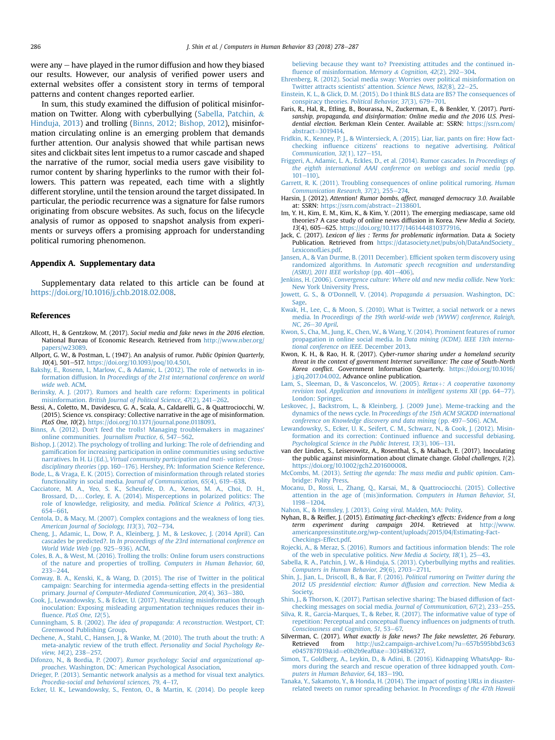were any – have played in the rumor diffusion and how they biased our results. However, our analysis of verified power users and external websites offer a consistent story in terms of temporal patterns and content changes reported earlier.

In sum, this study examined the diffusion of political misinformation on Twitter. Along with cyberbullying (Sabella, Patchin, & Hinduja, 2013) and trolling (Binns, 2012; Bishop, 2012), misinformation circulating online is an emerging problem that demands further attention. Our analysis showed that while partisan news sites and clickbait sites lent impetus to a rumor cascade and shaped the narrative of the rumor, social media users gave visibility to rumor content by sharing hyperlinks to the rumor with their followers. This pattern was repeated, each time with a slightly different storyline, until the tension around the target dissipated. In particular, the periodic recurrence was a signature for false rumors originating from obscure websites. As such, focus on the lifecycle analysis of rumor as opposed to snapshot analysis from experiments or surveys offers a promising approach for understanding political rumoring phenomenon.

## Appendix A. Supplementary data

Supplementary data related to this article can be found at https://doi.org/10.1016/j.chb.2018.02.008.

## References

Allcott, H., & Gentzkow, M. (2017). *Social media and fake news in the 2016 election*. National Bureau of Economic Research. Retrieved from http://www.nber.org/papers/w23089.

Allport, G. W., & Postman, L. (1947). An analysis of rumor. *Public Opinion Quarterly, 10*(4), 501–517. https://doi.org/10.1093/poq/10.4.501.

Bakshy, E., Rosenn, I., Marlow, C., & Adamic, L. (2012). The role of networks in information diffusion. In *Proceedings of the 21st international conference on world wide web*. ACM.

Berinsky, A. J. (2017). Rumors and health care reform: Experiments in political misinformation. *British Journal of Political Science, 47*(2), 241–262.

Bessi, A., Coletto, M., Davidescu, G. A., Scala, A., Caldarelli, G., & Quattrociocchi, W. (2015). Science vs. conspiracy: Collective narrative in the age of misinformation. *PLoS One, 10*(2). https://doi.org/10.1371/journal.pone.0118093.

Binns, A. (2012). Don't feed the trolls! Managing troublemakers in magazines' online communities. *Journalism Practice, 6*, 547–562.

Bishop, J. (2012). The psychology of trolling and lurking: The role of defriending and gamification for increasing participation in online communities using seductive narratives. In H. Li (Ed.), *Virtual community participation and moti- vation: Cross-disciplinary theories* (pp. 160–176). Hershey, PA: Information Science Reference.

Bode, L., & Vraga, E. K. (2015). Correction of misinformation through related stories functionality in social media. *Journal of Communication, 65*(4), 619–638.

Cacciatore, M. A., Yeo, S. K., Scheufele, D. A., Xenos, M. A., Choi, D. H., Brossard, D., … Corley, E. A. (2014). Misperceptions in polarized politics: The role of knowledge, religiosity, and media. *Political Science & Politics, 47*(3), 654–661.

Centola, D., & Macy, M. (2007). Complex contagions and the weakness of long ties. *American Journal of Sociology, 113*(3), 702–734.

Cheng, J., Adamic, L., Dow, P. A., Kleinberg, J. M., & Leskovec, J. (2014 April). Can cascades be predicted?. In *In proceedings of the 23rd international conference on World Wide Web* (pp. 925–936). ACM.

Coles, B. A., & West, M. (2016). Trolling the trolls: Online forum users constructions of the nature and properties of trolling. *Computers in Human Behavior, 60*, 233–244.

Conway, B. A., Kenski, K., & Wang, D. (2015). The rise of Twitter in the political campaign: Searching for intermedia agenda-setting effects in the presidential primary. *Journal of Computer-Mediated Communication, 20*(4), 363–380.

Cook, J., Lewandowsky, S., & Ecker, U. (2017). Neutralizing misinformation through inoculation: Exposing misleading argumentation techniques reduces their influence. *PLoS One, 12*(5).

Cunningham, S. B. (2002). *The idea of propaganda: A reconstruction*. Westport, CT: Greenwood Publishing Group.

Dechene, A., Stahl, C., Hansen, J., & Wanke, M. (2010). The truth about the truth: A meta-analytic review of the truth effect. *Personality and Social Psychology Review, 14*(2), 238–257.

Difonzo, N., & Bordia, P. (2007). *Rumor psychology: Social and organizational approaches*. Washington, DC: American Psychological Association.

Drieger, P. (2013). Semantic network analysis as a method for visual text analytics. *Procedia-social and behavioral sciences, 79*, 4–17.

Ecker, U. K., Lewandowsky, S., Fenton, O., & Martin, K. (2014). Do people keep believing because they want to? Preexisting attitudes and the continued influence of misinformation. *Memory & Cognition, 42*(2), 292–304.

Ehrenberg, R. (2012). Social media sway: Worries over political misinformation on Twitter attracts scientists' attention. *Science News, 182*(8), 22–25.

Einstein, K. L., & Glick, D. M. (2015). Do I think BLS data are BS? The consequences of conspiracy theories. *Political Behavior, 37*(3), 679–701.

Faris, R., Hal, R., Etling, B., Bourassa, N., Zuckerman, E., & Benkler, Y. (2017). *Partisanship, propaganda, and disinformation: Online media and the 2016 U.S. Presidential election*. Berkman Klein Center. Available at: SSRN: https://ssrn.com/abstract=3019414.

Fridkin, K., Kenney, P. J., & Wintersieck, A. (2015). Liar, liar, pants on fire: How fact-checking influence citizens' reactions to negative advertising. *Political Communication, 32*(1), 127–151.

Friggeri, A., Adamic, L. A., Eckles, D., et al. (2014). Rumor cascades. In *Proceedings of the eighth international AAAI conference on weblogs and social media* (pp. 101–110).

Garrett, R. K. (2011). Troubling consequences of online political rumoring. *Human Communication Research, 37*(2), 255–274.

Harsin, J. (2012). *Attention! Rumor bombs, affect, managed democracy 3.0*. Available at: SSRN: https://ssrn.com/abstract=2138601.

Im, Y. H., Kim, E. M., Kim, K., & Kim, Y. (2011). The emerging mediascape, same old theories? A case study of online news diffusion in Korea. *New Media & Society, 13*(4), 605–625. https://doi.org/10.1177/1461444810377916.

Jack, C. (2017). *Lexicon of lies : Terms for problematic information*. Data & Society Publication. Retrieved from https://datasociety.net/pubs/oh/DataAndSociety_LexiconofLies.pdf.

Jansen, A., & Van Durme, B. (2011 December). Efficient spoken term discovery using randomized algorithms. In *Automatic speech recognition and understanding (ASRU), 2011 IEEE workshop* (pp. 401–406).

Jenkins, H. (2006). *Convergence culture: Where old and new media collide*. New York: New York University Press.

Jowett, G. S., & O'Donnell, V. (2014). *Propaganda & persuasion*. Washington, DC: Sage.

Kwak, H., Lee, C., & Moon, S. (2010). What is Twitter, a social network or a news media. In *Proceedings of the 19th world-wide web (WWW) conference, Raleigh, NC, 26–30 April*.

Kwon, S., Cha, M., Jung, K., Chen, W., & Wang, Y. (2014). Prominent features of rumor propagation in online social media. In *Data mining (ICDM). IEEE 13th international conference on IEEE*. December 2013.

Kwon, K. H., & Rao, H. R. (2017). *Cyber-rumor sharing under a homeland security threat in the context of government Internet surveillance: The case of South-North Korea conflict*. Government Information Quarterly. https://doi.org/10.1016/j.giq.2017.04.002. Advance online publication.

Lam, S., Sleeman, D., & Vasconcelos, W. (2005). *Retax+: A cooperative taxonomy revision tool. Application and innovations in intelligent systems XII* (pp. 64–77). London: Springer.

Leskovec, J., Backstrom, L., & Kleinberg, J. (2009 June). Meme-tracking and the dynamics of the news cycle. In *Proceedings of the 15th ACM SIGKDD international conference on Knowledge discovery and data mining* (pp. 497–506). ACM.

Lewandowsky, S., Ecker, U. K., Seifert, C. M., Schwarz, N., & Cook, J. (2012). Misinformation and its correction: Continued influence and successful debiasing. *Psychological Science in the Public Interest, 13*(3), 106–131.

van der Linden, S., Leiserowitz, A., Rosenthal, S., & Maibach, E. (2017). Inoculating the public against misinformation about climate change. *Global challenges, 1*(2). https://doi.org/10.1002/gch2.201600008.

McCombs, M. (2013). *Setting the agenda: The mass media and public opinion*. Cambridge: Polity Press.

Mocanu, D., Rossi, L., Zhang, Q., Karsai, M., & Quattrociocchi. (2015). Collective attention in the age of (mis)information. *Computers in Human Behavior, 51*, 1198–1204.

Nahon, K., & Hemsley, J. (2013). *Going viral*. Malden, MA: Polity.

Nyhan, B., & Reifler, J. (2015). *Estimating fact-checking's effects: Evidence from a long term experiment during campaign 2014*. Retrieved at http://www.americanpressinstitute.org/wp-content/uploads/2015/04/Estimating-Fact-Checkings-Effect.pdf.

Rojecki, A., & Meraz, S. (2016). Rumors and factitious information blends: The role of the web in speculative politics. *New Media & Society, 18*(1), 25–43.

Sabella, R. A., Patchin, J. W., & Hinduja, S. (2013). Cyberbullying myths and realities. *Computers in Human Behavior, 29*(6), 2703–2711.

Shin, J., Jian, L., Driscoll, B., & Bar, F. (2016). *Political rumoring on Twitter during the 2012 US presidential election: Rumor diffusion and correction*. New Media & Society.

Shin, J., & Thorson, K. (2017). Partisan selective sharing: The biased diffusion of fact-checking messages on social media. *Journal of Communication, 67*(2), 233–255.

Silva, R. R., Garcia-Marques, T., & Reber, R. (2017). The informative value of type of repetition: Perceptual and conceptual fluency influences on judgments of truth. *Consciousness and Cognition, 51*, 53–67.

Silverman, C. (2017). *What exactly is fake news? The fake newsletter, 26 Feburary*. Retrieved from http://us2.campaign-archive1.com/?u=657b595bbd3c63e045787f019&id=e0b2b9eaf0&e=30348b6327.

Simon, T., Goldberg, A., Leykin, D., & Adini, B. (2016). Kidnapping WhatsApp- Rumors during the search and rescue operation of three kidnapped youth. *Computers in Human Behavior, 64*, 183–190.

Tanaka, Y., Sakamoto, Y., & Honda, H. (2014). The impact of posting URLs in disaster-related tweets on rumor spreading behavior. In *Proceedings of the 47th Hawaii*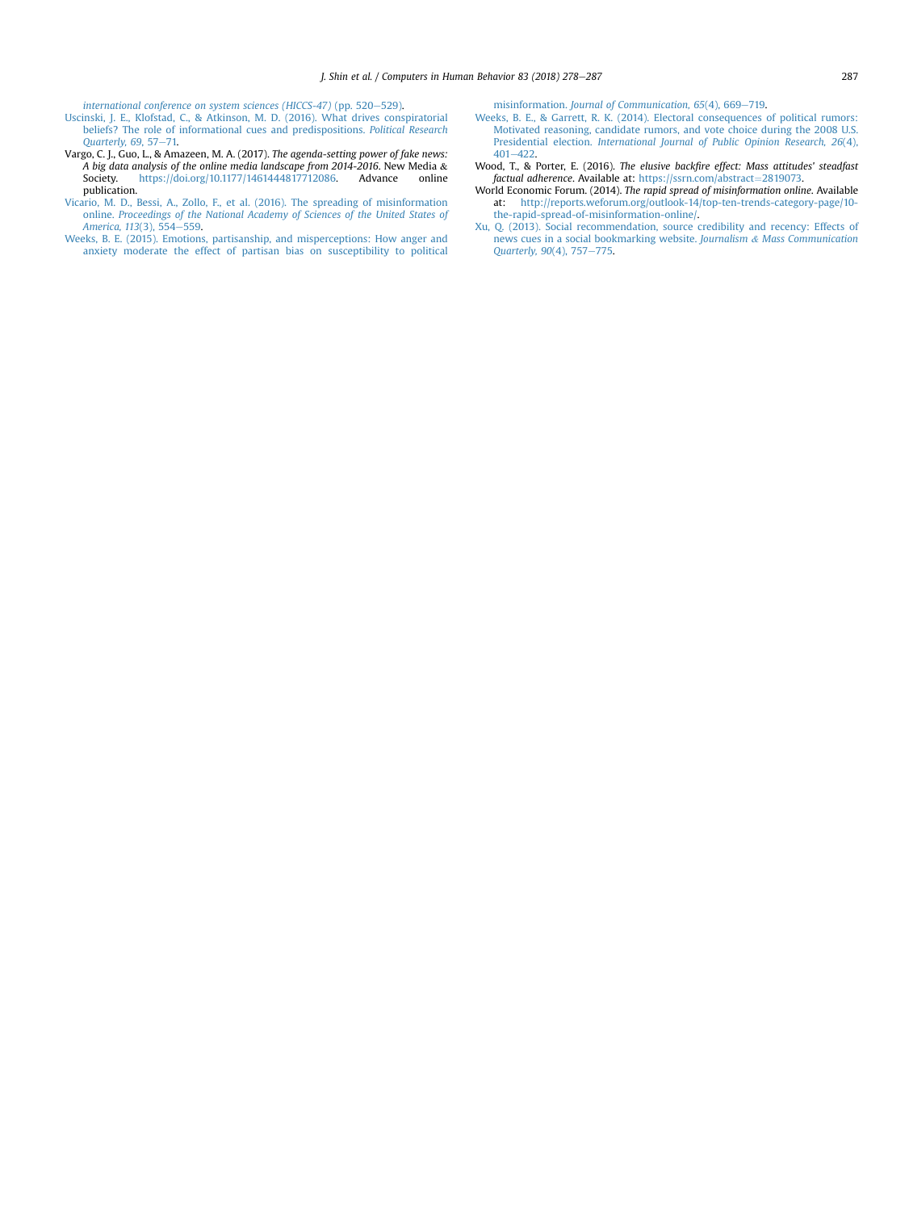*international conference on system sciences (HICCS-47)* (pp. 520–529).

Uscinski, J. E., Klofstad, C., & Atkinson, M. D. (2016). What drives conspiratorial beliefs? The role of informational cues and predispositions. *Political Research Quarterly, 69*, 57–71.

Vargo, C. J., Guo, L., & Amazeen, M. A. (2017). *The agenda-setting power of fake news: A big data analysis of the online media landscape from 2014-2016*. New Media & Society. https://doi.org/10.1177/1461444817712086. Advance online publication.

Vicario, M. D., Bessi, A., Zollo, F., et al. (2016). The spreading of misinformation online. *Proceedings of the National Academy of Sciences of the United States of America, 113*(3), 554–559.

Weeks, B. E. (2015). Emotions, partisanship, and misperceptions: How anger and anxiety moderate the effect of partisan bias on susceptibility to political misinformation. *Journal of Communication, 65*(4), 669–719.

Weeks, B. E., & Garrett, R. K. (2014). Electoral consequences of political rumors: Motivated reasoning, candidate rumors, and vote choice during the 2008 U.S. Presidential election. *International Journal of Public Opinion Research, 26*(4), 401–422.

Wood, T., & Porter, E. (2016). *The elusive backfire effect: Mass attitudes' steadfast factual adherence*. Available at: https://ssrn.com/abstract=2819073.

World Economic Forum. (2014). *The rapid spread of misinformation online*. Available at: http://reports.weforum.org/outlook-14/top-ten-trends-category-page/10-the-rapid-spread-of-misinformation-online/.

Xu, Q. (2013). Social recommendation, source credibility and recency: Effects of news cues in a social bookmarking website. *Journalism & Mass Communication Quarterly, 90*(4), 757–775.